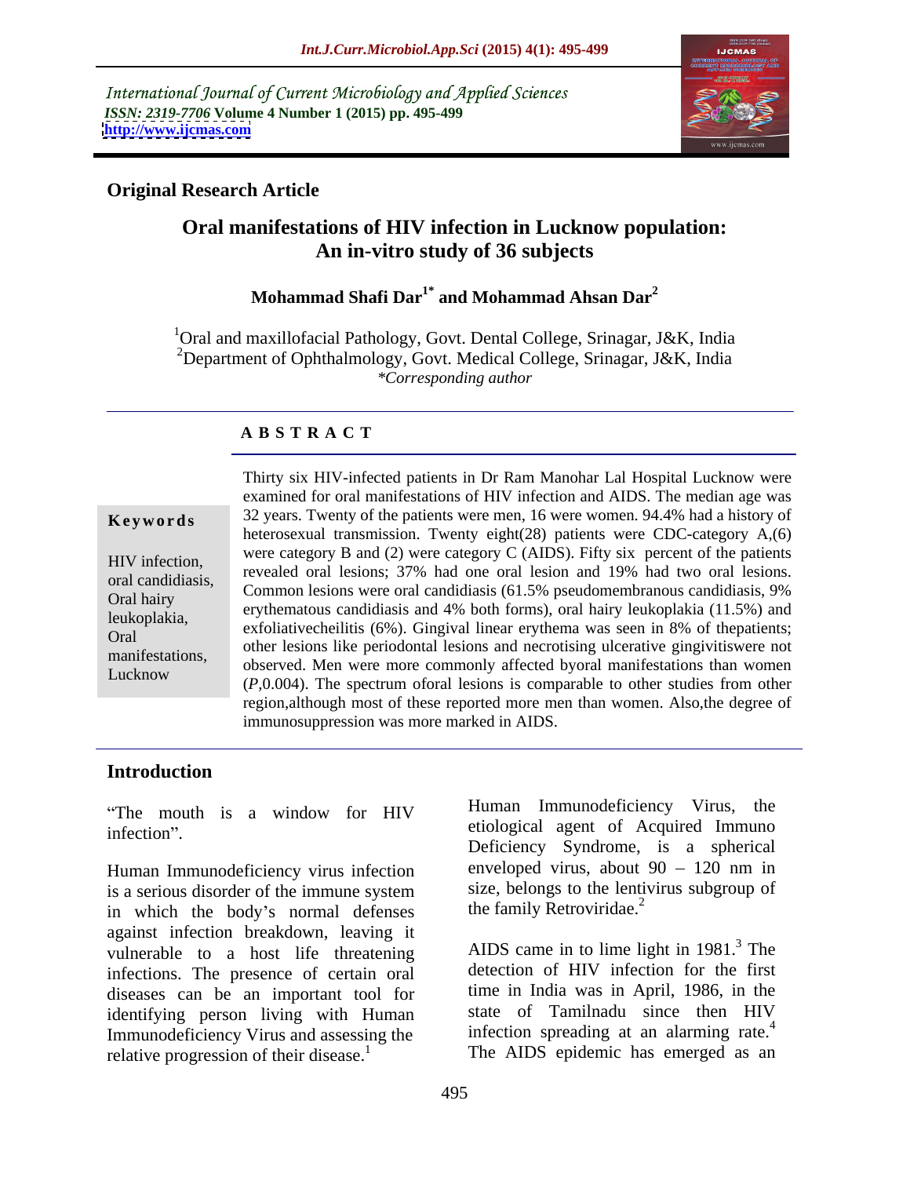International Journal of Current Microbiology and Applied Sciences
*ISSN: 2319-7706* **Volume 4 Number 1 (2015) pp. 495-499**
**http://www.ijcmas.com**

**Original Research Article**

# Oral manifestations of HIV infection in Lucknow population: An in-vitro study of 36 subjects

**Mohammad Shafi Dar[1*] and Mohammad Ahsan Dar[2]**

[1]Oral and maxillofacial Pathology, Govt. Dental College, Srinagar, J&K, India
[2]Department of Ophthalmology, Govt. Medical College, Srinagar, J&K, India
*\*Corresponding author*

## ABSTRACT

**Keywords**

HIV infection, oral candidiasis, Oral hairy leukoplakia, Oral manifestations, Lucknow

Thirty six HIV-infected patients in Dr Ram Manohar Lal Hospital Lucknow were examined for oral manifestations of HIV infection and AIDS. The median age was 32 years. Twenty of the patients were men, 16 were women. 94.4% had a history of heterosexual transmission. Twenty eight(28) patients were CDC-category A,(6) were category B and (2) were category C (AIDS). Fifty six percent of the patients revealed oral lesions; 37% had one oral lesion and 19% had two oral lesions. Common lesions were oral candidiasis (61.5% pseudomembranous candidiasis, 9% erythematous candidiasis and 4% both forms), oral hairy leukoplakia (11.5%) and exfoliativecheilitis (6%). Gingival linear erythema was seen in 8% of thepatients; other lesions like periodontal lesions and necrotising ulcerative gingivitiswere not observed. Men were more commonly affected byoral manifestations than women (*P*,0.004). The spectrum oforal lesions is comparable to other studies from other region,although most of these reported more men than women. Also,the degree of immunosuppression was more marked in AIDS.

## Introduction

"The mouth is a window for HIV infection".

Human Immunodeficiency virus infection is a serious disorder of the immune system in which the body's normal defenses against infection breakdown, leaving it vulnerable to a host life threatening infections. The presence of certain oral diseases can be an important tool for identifying person living with Human Immunodeficiency Virus and assessing the relative progression of their disease.[1]

Human Immunodeficiency Virus, the etiological agent of Acquired Immuno Deficiency Syndrome, is a spherical enveloped virus, about 90 – 120 nm in size, belongs to the lentivirus subgroup of the family Retroviridae.[2]

AIDS came in to lime light in 1981.[3] The detection of HIV infection for the first time in India was in April, 1986, in the state of Tamilnadu since then HIV infection spreading at an alarming rate.[4] The AIDS epidemic has emerged as an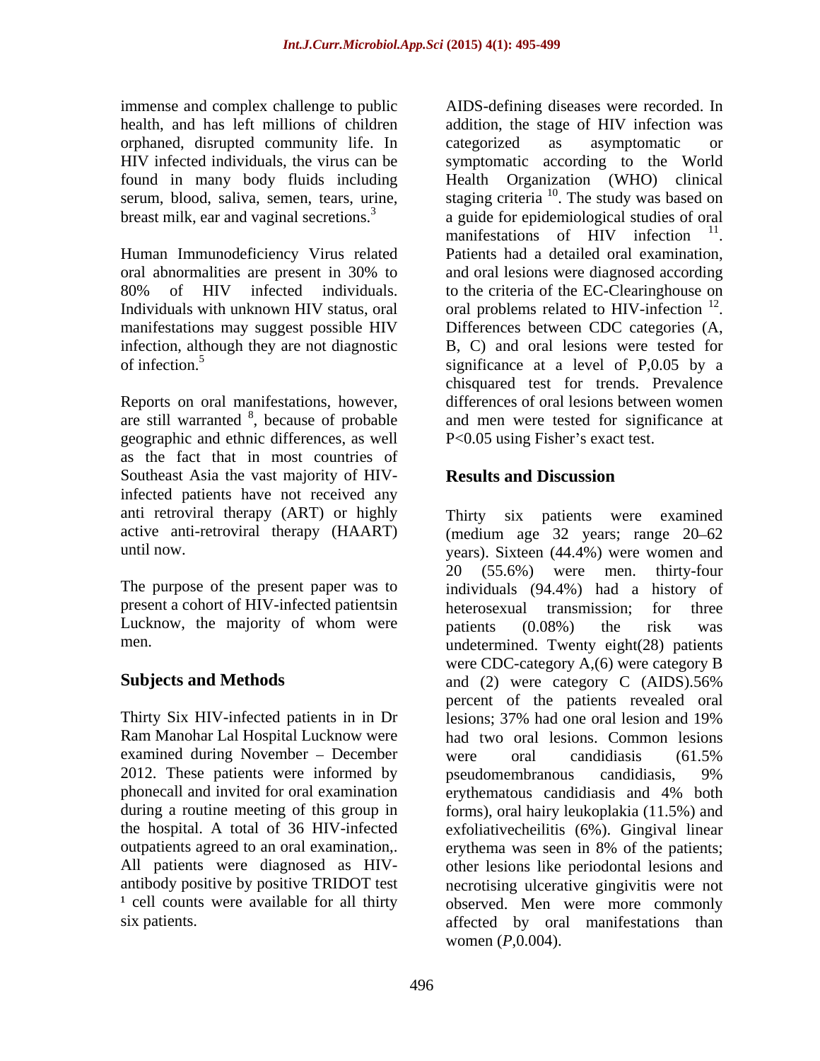immense and complex challenge to public health, and has left millions of children orphaned, disrupted community life. In HIV infected individuals, the virus can be found in many body fluids including serum, blood, saliva, semen, tears, urine, breast milk, ear and vaginal secretions.[3]

Human Immunodeficiency Virus related oral abnormalities are present in 30% to 80% of HIV infected individuals. Individuals with unknown HIV status, oral manifestations may suggest possible HIV infection, although they are not diagnostic of infection.[5]

Reports on oral manifestations, however, are still warranted [8], because of probable geographic and ethnic differences, as well as the fact that in most countries of Southeast Asia the vast majority of HIV-infected patients have not received any anti retroviral therapy (ART) or highly active anti-retroviral therapy (HAART) until now.

The purpose of the present paper was to present a cohort of HIV-infected patientsin Lucknow, the majority of whom were men.

## Subjects and Methods

Thirty Six HIV-infected patients in in Dr Ram Manohar Lal Hospital Lucknow were examined during November – December 2012. These patients were informed by phonecall and invited for oral examination during a routine meeting of this group in the hospital. A total of 36 HIV-infected outpatients agreed to an oral examination,. All patients were diagnosed as HIV-antibody positive by positive TRIDOT test ¹ cell counts were available for all thirty six patients.

AIDS-defining diseases were recorded. In addition, the stage of HIV infection was categorized as asymptomatic or symptomatic according to the World Health Organization (WHO) clinical staging criteria [10]. The study was based on a guide for epidemiological studies of oral manifestations of HIV infection [11]. Patients had a detailed oral examination, and oral lesions were diagnosed according to the criteria of the EC-Clearinghouse on oral problems related to HIV-infection [12]. Differences between CDC categories (A, B, C) and oral lesions were tested for significance at a level of P,0.05 by a chisquared test for trends. Prevalence differences of oral lesions between women and men were tested for significance at P<0.05 using Fisher's exact test.

## Results and Discussion

Thirty six patients were examined (medium age 32 years; range 20–62 years). Sixteen (44.4%) were women and 20 (55.6%) were men. thirty-four individuals (94.4%) had a history of heterosexual transmission; for three patients (0.08%) the risk was undetermined. Twenty eight(28) patients were CDC-category A,(6) were category B and (2) were category C (AIDS).56% percent of the patients revealed oral lesions; 37% had one oral lesion and 19% had two oral lesions. Common lesions were oral candidiasis (61.5% pseudomembranous candidiasis, 9% erythematous candidiasis and 4% both forms), oral hairy leukoplakia (11.5%) and exfoliativecheilitis (6%). Gingival linear erythema was seen in 8% of the patients; other lesions like periodontal lesions and necrotising ulcerative gingivitis were not observed. Men were more commonly affected by oral manifestations than women (*P*,0.004).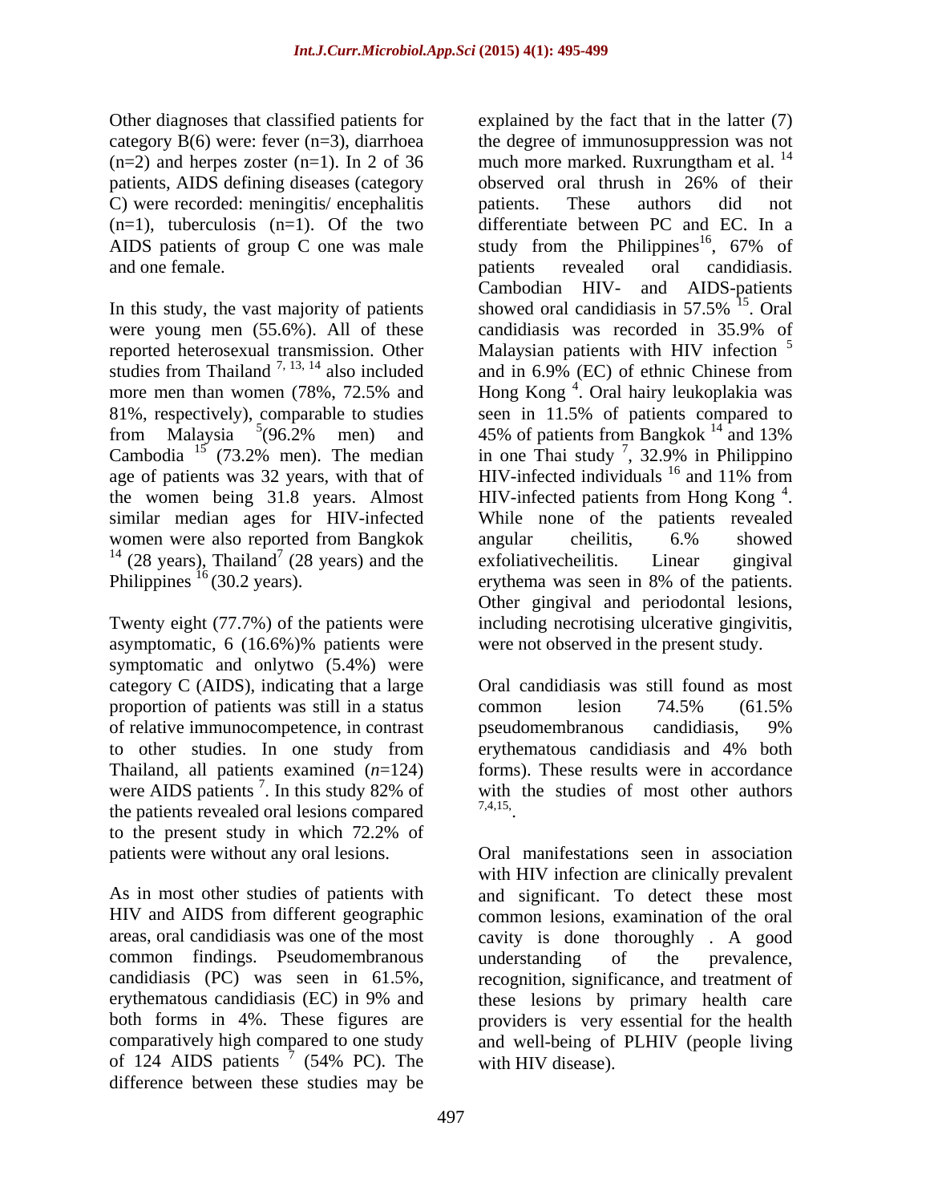Other diagnoses that classified patients for category B(6) were: fever (n=3), diarrhoea (n=2) and herpes zoster (n=1). In 2 of 36 patients, AIDS defining diseases (category C) were recorded: meningitis/ encephalitis (n=1), tuberculosis (n=1). Of the two AIDS patients of group C one was male and one female.

In this study, the vast majority of patients were young men (55.6%). All of these reported heterosexual transmission. Other studies from Thailand [7, 13, 14] also included more men than women (78%, 72.5% and 81%, respectively), comparable to studies from Malaysia [5](96.2% men) and Cambodia [15] (73.2% men). The median age of patients was 32 years, with that of the women being 31.8 years. Almost similar median ages for HIV-infected women were also reported from Bangkok [14] (28 years), Thailand[7] (28 years) and the Philippines [16] (30.2 years).

Twenty eight (77.7%) of the patients were asymptomatic, 6 (16.6%)% patients were symptomatic and onlytwo (5.4%) were category C (AIDS), indicating that a large proportion of patients was still in a status of relative immunocompetence, in contrast to other studies. In one study from Thailand, all patients examined (*n*=124) were AIDS patients [7]. In this study 82% of the patients revealed oral lesions compared to the present study in which 72.2% of patients were without any oral lesions.

As in most other studies of patients with HIV and AIDS from different geographic areas, oral candidiasis was one of the most common findings. Pseudomembranous candidiasis (PC) was seen in 61.5%, erythematous candidiasis (EC) in 9% and both forms in 4%. These figures are comparatively high compared to one study of 124 AIDS patients [7] (54% PC). The difference between these studies may be explained by the fact that in the latter (7) the degree of immunosuppression was not much more marked. Ruxrungtham et al. [14] observed oral thrush in 26% of their patients. These authors did not differentiate between PC and EC. In a study from the Philippines[16], 67% of patients revealed oral candidiasis. Cambodian HIV- and AIDS-patients showed oral candidiasis in 57.5% [15]. Oral candidiasis was recorded in 35.9% of Malaysian patients with HIV infection [5] and in 6.9% (EC) of ethnic Chinese from Hong Kong [4]. Oral hairy leukoplakia was seen in 11.5% of patients compared to 45% of patients from Bangkok [14] and 13% in one Thai study [7], 32.9% in Philippino HIV-infected individuals [16] and 11% from HIV-infected patients from Hong Kong [4]. While none of the patients revealed angular cheilitis, 6.% showed exfoliativecheilitis. Linear gingival erythema was seen in 8% of the patients. Other gingival and periodontal lesions, including necrotising ulcerative gingivitis, were not observed in the present study.

Oral candidiasis was still found as most common lesion 74.5% (61.5% pseudomembranous candidiasis, 9% erythematous candidiasis and 4% both forms). These results were in accordance with the studies of most other authors [7,4,15,].

Oral manifestations seen in association with HIV infection are clinically prevalent and significant. To detect these most common lesions, examination of the oral cavity is done thoroughly . A good understanding of the prevalence, recognition, significance, and treatment of these lesions by primary health care providers is very essential for the health and well-being of PLHIV (people living with HIV disease).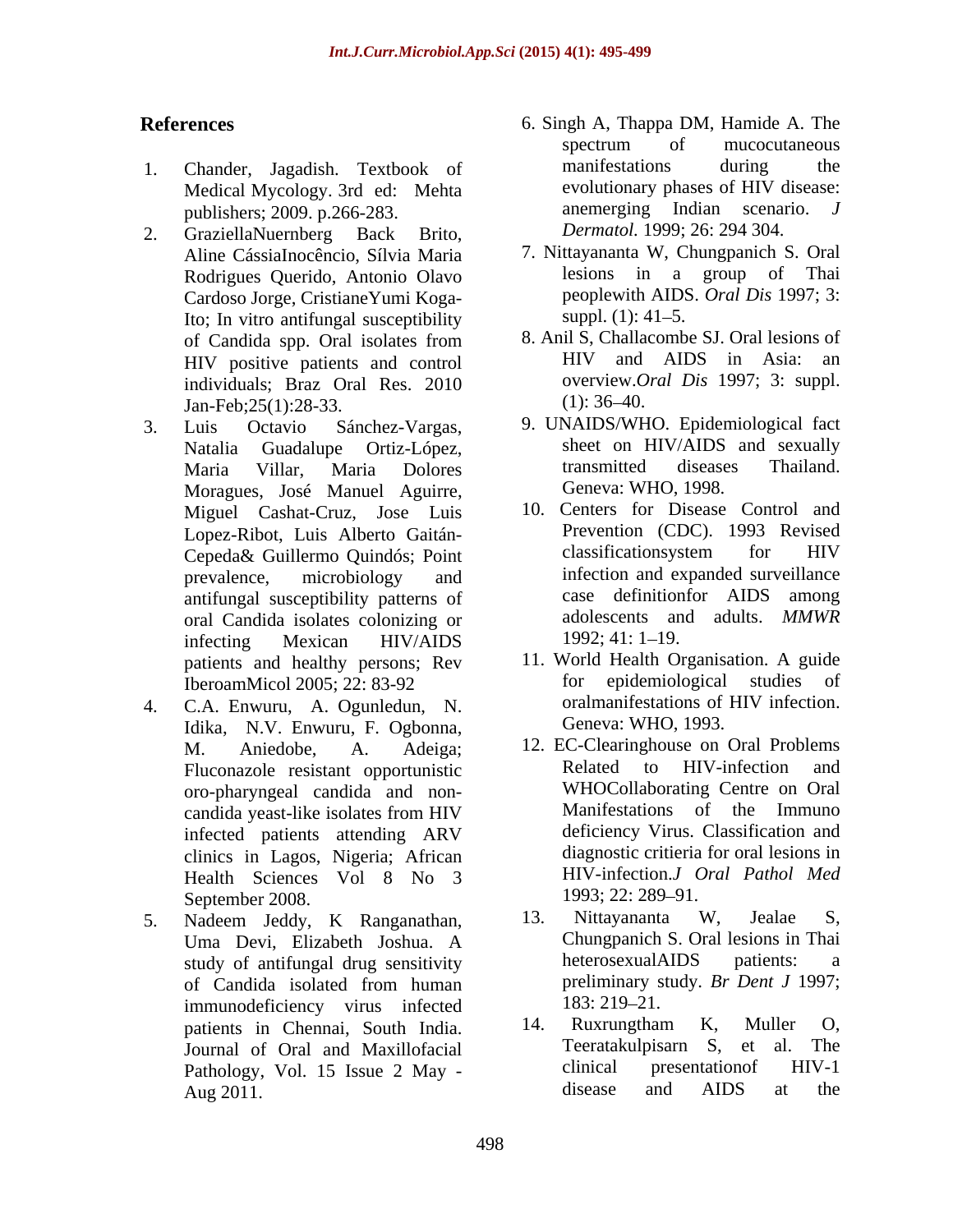## References

1. Chander, Jagadish. Textbook of Medical Mycology. 3rd ed: Mehta publishers; 2009. p.266-283.
2. GraziellaNuernberg Back Brito, Aline CássiaInocêncio, Sílvia Maria Rodrigues Querido, Antonio Olavo Cardoso Jorge, CristianeYumi Koga-Ito; In vitro antifungal susceptibility of Candida spp. Oral isolates from HIV positive patients and control individuals; Braz Oral Res. 2010 Jan-Feb;25(1):28-33.
3. Luis Octavio Sánchez-Vargas, Natalia Guadalupe Ortiz-López, Maria Villar, Maria Dolores Moragues, José Manuel Aguirre, Miguel Cashat-Cruz, Jose Luis Lopez-Ribot, Luis Alberto Gaitán-Cepeda& Guillermo Quindós; Point prevalence, microbiology and antifungal susceptibility patterns of oral Candida isolates colonizing or infecting Mexican HIV/AIDS patients and healthy persons; Rev IberoamMicol 2005; 22: 83-92
4. C.A. Enwuru, A. Ogunledun, N. Idika, N.V. Enwuru, F. Ogbonna, M. Aniedobe, A. Adeiga; Fluconazole resistant opportunistic oro-pharyngeal candida and non-candida yeast-like isolates from HIV infected patients attending ARV clinics in Lagos, Nigeria; African Health Sciences Vol 8 No 3 September 2008.
5. Nadeem Jeddy, K Ranganathan, Uma Devi, Elizabeth Joshua. A study of antifungal drug sensitivity of Candida isolated from human immunodeficiency virus infected patients in Chennai, South India. Journal of Oral and Maxillofacial Pathology, Vol. 15 Issue 2 May - Aug 2011.
6. Singh A, Thappa DM, Hamide A. The spectrum of mucocutaneous manifestations during the evolutionary phases of HIV disease: anemerging Indian scenario. *J Dermatol.* 1999; 26: 294 304.
7. Nittayananta W, Chungpanich S. Oral lesions in a group of Thai peoplewith AIDS. *Oral Dis* 1997; 3: suppl. (1): 41–5.
8. Anil S, Challacombe SJ. Oral lesions of HIV and AIDS in Asia: an overview.*Oral Dis* 1997; 3: suppl. (1): 36–40.
9. UNAIDS/WHO. Epidemiological fact sheet on HIV/AIDS and sexually transmitted diseases Thailand. Geneva: WHO, 1998.
10. Centers for Disease Control and Prevention (CDC). 1993 Revised classificationsystem for HIV infection and expanded surveillance case definitionfor AIDS among adolescents and adults. *MMWR* 1992; 41: 1–19.
11. World Health Organisation. A guide for epidemiological studies of oralmanifestations of HIV infection. Geneva: WHO, 1993.
12. EC-Clearinghouse on Oral Problems Related to HIV-infection and WHOCollaborating Centre on Oral Manifestations of the Immuno deficiency Virus. Classification and diagnostic critieria for oral lesions in HIV-infection.*J Oral Pathol Med* 1993; 22: 289–91.
13. Nittayananta W, Jealae S, Chungpanich S. Oral lesions in Thai heterosexualAIDS patients: a preliminary study. *Br Dent J* 1997; 183: 219–21.
14. Ruxrungtham K, Muller O, Teeratakulpisarn S, et al. The clinical presentationof HIV-1 disease and AIDS at the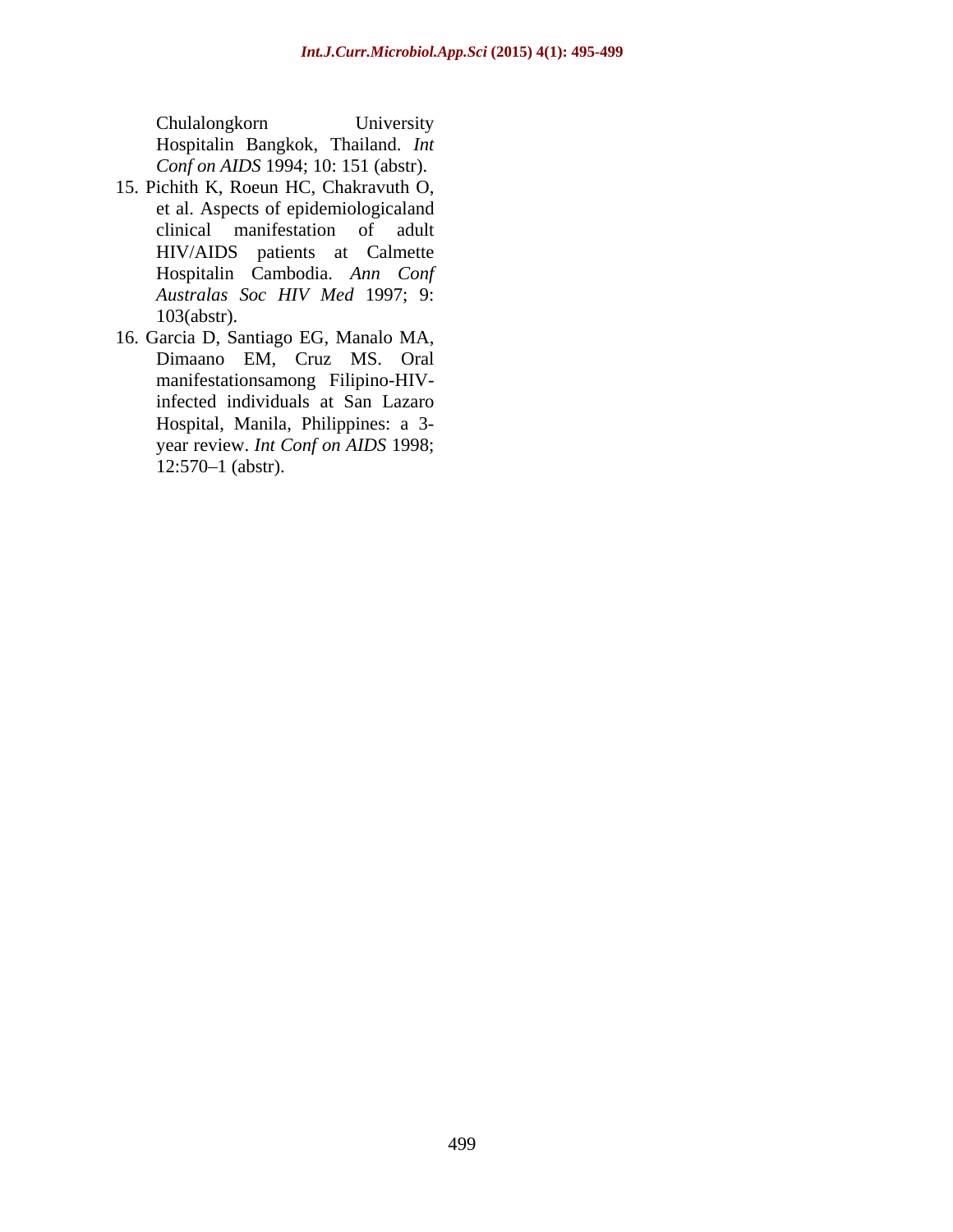Chulalongkorn University Hospitalin Bangkok, Thailand. *Int Conf on AIDS* 1994; 10: 151 (abstr).

15. Pichith K, Roeun HC, Chakravuth O, et al. Aspects of epidemiologicaland clinical manifestation of adult HIV/AIDS patients at Calmette Hospitalin Cambodia. *Ann Conf Australas Soc HIV Med* 1997; 9: 103(abstr).
16. Garcia D, Santiago EG, Manalo MA, Dimaano EM, Cruz MS. Oral manifestationsamong Filipino-HIV-infected individuals at San Lazaro Hospital, Manila, Philippines: a 3-year review. *Int Conf on AIDS* 1998; 12:570–1 (abstr).